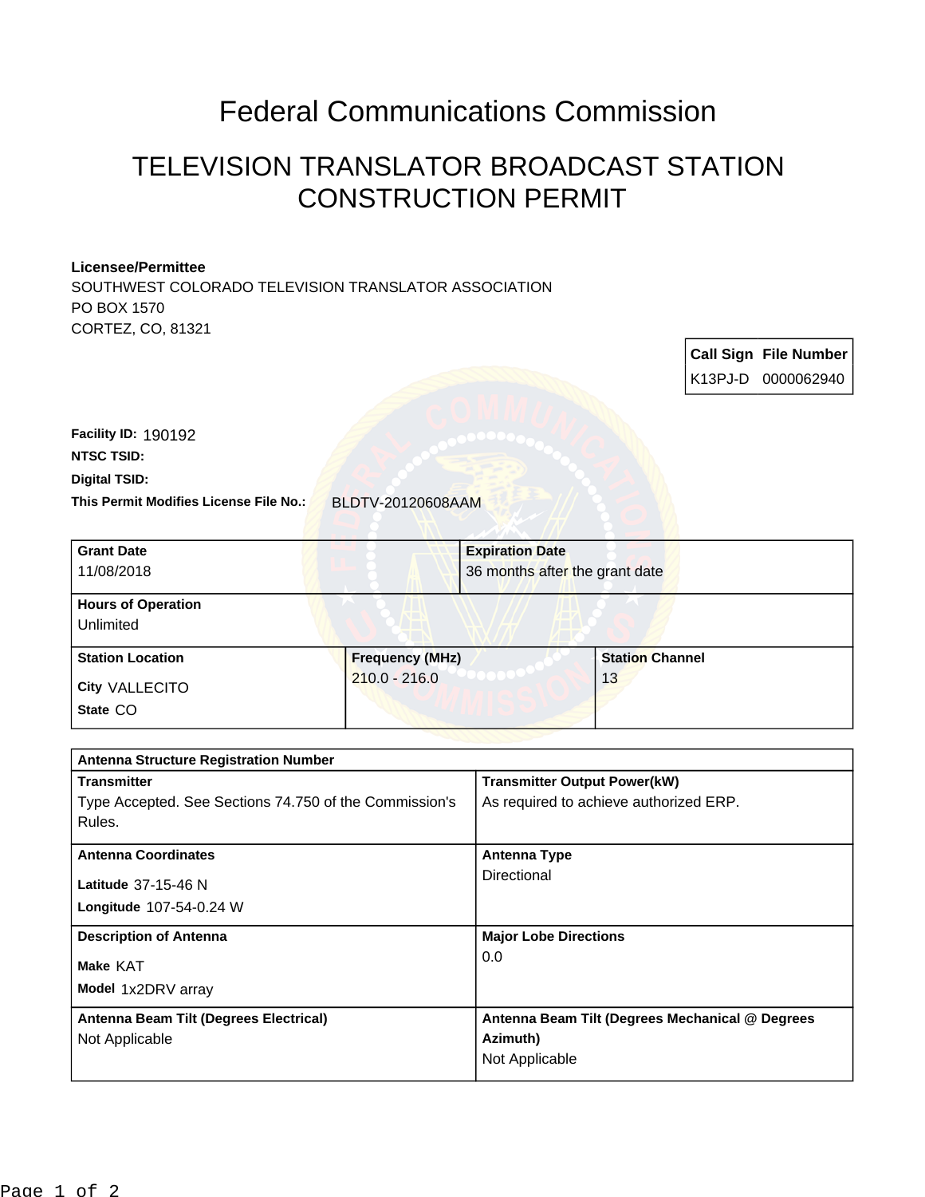# Federal Communications Commission

## TELEVISION TRANSLATOR BROADCAST STATION CONSTRUCTION PERMIT

**Licensee/Permittee**
SOUTHWEST COLORADO TELEVISION TRANSLATOR ASSOCIATION
PO BOX 1570
CORTEZ, CO, 81321

| Call Sign | File Number |
|---|---|
| K13PJ-D | 0000062940 |

**Facility ID:** 190192
**NTSC TSID:**
**Digital TSID:**
**This Permit Modifies License File No.:** BLDTV-20120608AAM

| Grant Date | Expiration Date |
|---|---|
| 11/08/2018 | 36 months after the grant date |

**Hours of Operation**
Unlimited

| Station Location | Frequency (MHz) | Station Channel |
|---|---|---|
| City VALLECITO<br>State CO | 210.0 - 216.0 | 13 |

**Antenna Structure Registration Number**

| Transmitter | Transmitter Output Power(kW) |
|---|---|
| Type Accepted. See Sections 74.750 of the Commission's Rules. | As required to achieve authorized ERP. |

| Antenna Coordinates | Antenna Type |
|---|---|
| Latitude 37-15-46 N<br>Longitude 107-54-0.24 W | Directional |

| Description of Antenna | Major Lobe Directions |
|---|---|
| Make KAT<br>Model 1x2DRV array | 0.0 |

| Antenna Beam Tilt (Degrees Electrical) | Antenna Beam Tilt (Degrees Mechanical @ Degrees Azimuth) |
|---|---|
| Not Applicable | Not Applicable |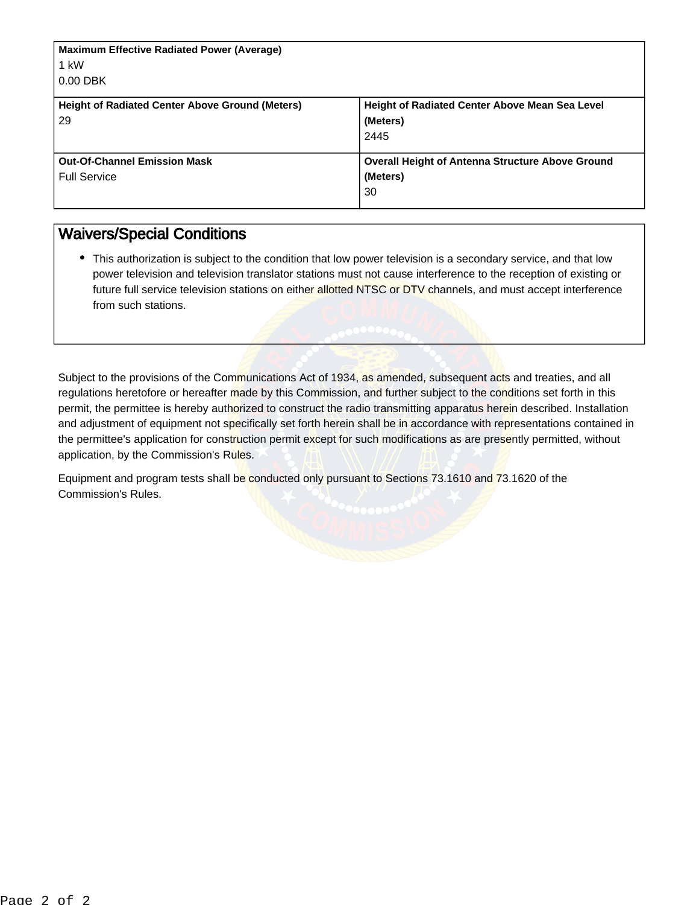| | |
|---|---|
| **Maximum Effective Radiated Power (Average)**<br>1 kW<br>0.00 DBK | |
| **Height of Radiated Center Above Ground (Meters)**<br>29 | **Height of Radiated Center Above Mean Sea Level (Meters)**<br>2445 |
| **Out-Of-Channel Emission Mask**<br>Full Service | **Overall Height of Antenna Structure Above Ground (Meters)**<br>30 |

## Waivers/Special Conditions

- This authorization is subject to the condition that low power television is a secondary service, and that low power television and television translator stations must not cause interference to the reception of existing or future full service television stations on either allotted NTSC or DTV channels, and must accept interference from such stations.

Subject to the provisions of the Communications Act of 1934, as amended, subsequent acts and treaties, and all regulations heretofore or hereafter made by this Commission, and further subject to the conditions set forth in this permit, the permittee is hereby authorized to construct the radio transmitting apparatus herein described. Installation and adjustment of equipment not specifically set forth herein shall be in accordance with representations contained in the permittee's application for construction permit except for such modifications as are presently permitted, without application, by the Commission's Rules.

Equipment and program tests shall be conducted only pursuant to Sections 73.1610 and 73.1620 of the Commission's Rules.